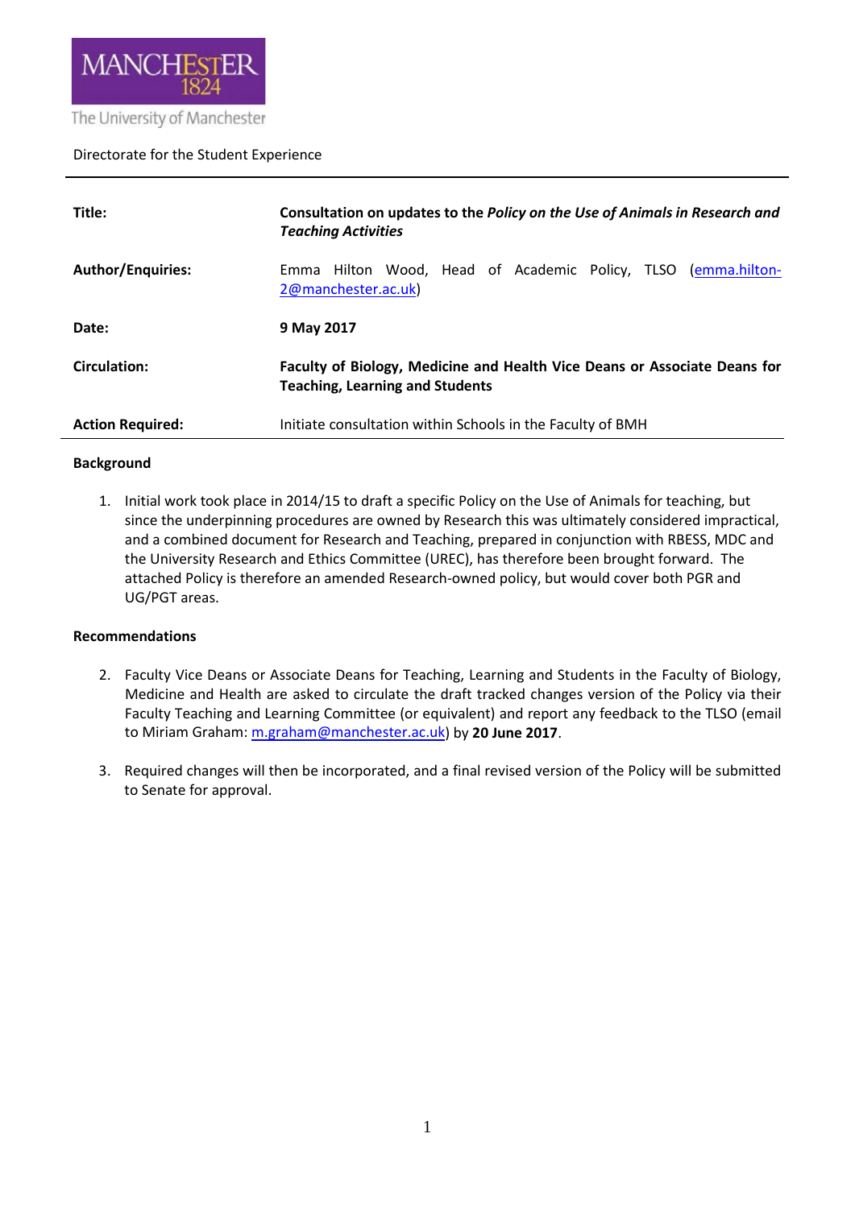MANCHESTER 1824

The University of Manchester

Directorate for the Student Experience

| | |
|---|---|
| **Title:** | **Consultation on updates to the *Policy on the Use of Animals in Research and Teaching Activities*** |
| **Author/Enquiries:** | Emma Hilton Wood, Head of Academic Policy, TLSO (emma.hilton-2@manchester.ac.uk) |
| **Date:** | **9 May 2017** |
| **Circulation:** | **Faculty of Biology, Medicine and Health Vice Deans or Associate Deans for Teaching, Learning and Students** |
| **Action Required:** | Initiate consultation within Schools in the Faculty of BMH |

**Background**

1. Initial work took place in 2014/15 to draft a specific Policy on the Use of Animals for teaching, but since the underpinning procedures are owned by Research this was ultimately considered impractical, and a combined document for Research and Teaching, prepared in conjunction with RBESS, MDC and the University Research and Ethics Committee (UREC), has therefore been brought forward. The attached Policy is therefore an amended Research-owned policy, but would cover both PGR and UG/PGT areas.

**Recommendations**

2. Faculty Vice Deans or Associate Deans for Teaching, Learning and Students in the Faculty of Biology, Medicine and Health are asked to circulate the draft tracked changes version of the Policy via their Faculty Teaching and Learning Committee (or equivalent) and report any feedback to the TLSO (email to Miriam Graham: m.graham@manchester.ac.uk) by **20 June 2017**.

3. Required changes will then be incorporated, and a final revised version of the Policy will be submitted to Senate for approval.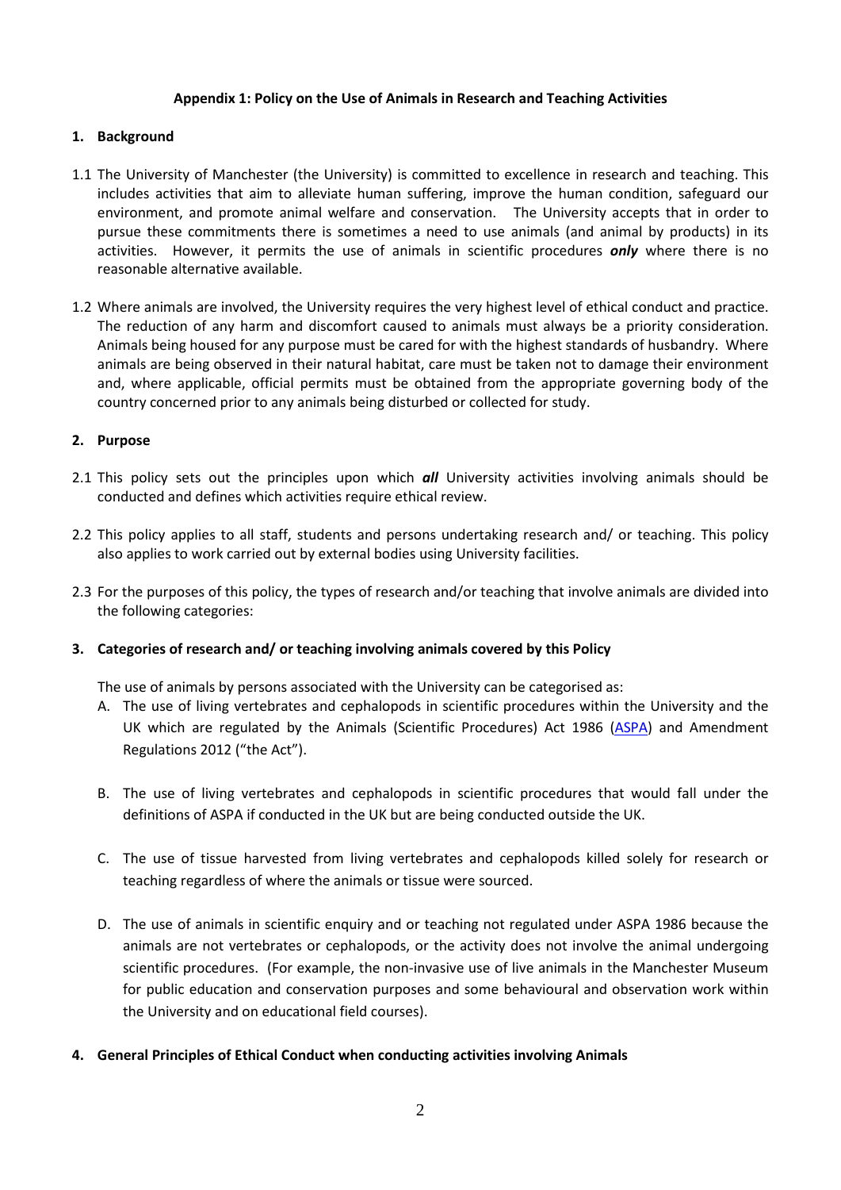**Appendix 1: Policy on the Use of Animals in Research and Teaching Activities**

## 1. Background

1.1 The University of Manchester (the University) is committed to excellence in research and teaching. This includes activities that aim to alleviate human suffering, improve the human condition, safeguard our environment, and promote animal welfare and conservation. The University accepts that in order to pursue these commitments there is sometimes a need to use animals (and animal by products) in its activities. However, it permits the use of animals in scientific procedures ***only*** where there is no reasonable alternative available.

1.2 Where animals are involved, the University requires the very highest level of ethical conduct and practice. The reduction of any harm and discomfort caused to animals must always be a priority consideration. Animals being housed for any purpose must be cared for with the highest standards of husbandry. Where animals are being observed in their natural habitat, care must be taken not to damage their environment and, where applicable, official permits must be obtained from the appropriate governing body of the country concerned prior to any animals being disturbed or collected for study.

## 2. Purpose

2.1 This policy sets out the principles upon which ***all*** University activities involving animals should be conducted and defines which activities require ethical review.

2.2 This policy applies to all staff, students and persons undertaking research and/ or teaching. This policy also applies to work carried out by external bodies using University facilities.

2.3 For the purposes of this policy, the types of research and/or teaching that involve animals are divided into the following categories:

## 3. Categories of research and/ or teaching involving animals covered by this Policy

The use of animals by persons associated with the University can be categorised as:

A. The use of living vertebrates and cephalopods in scientific procedures within the University and the UK which are regulated by the Animals (Scientific Procedures) Act 1986 (ASPA) and Amendment Regulations 2012 ("the Act").

B. The use of living vertebrates and cephalopods in scientific procedures that would fall under the definitions of ASPA if conducted in the UK but are being conducted outside the UK.

C. The use of tissue harvested from living vertebrates and cephalopods killed solely for research or teaching regardless of where the animals or tissue were sourced.

D. The use of animals in scientific enquiry and or teaching not regulated under ASPA 1986 because the animals are not vertebrates or cephalopods, or the activity does not involve the animal undergoing scientific procedures. (For example, the non-invasive use of live animals in the Manchester Museum for public education and conservation purposes and some behavioural and observation work within the University and on educational field courses).

## 4. General Principles of Ethical Conduct when conducting activities involving Animals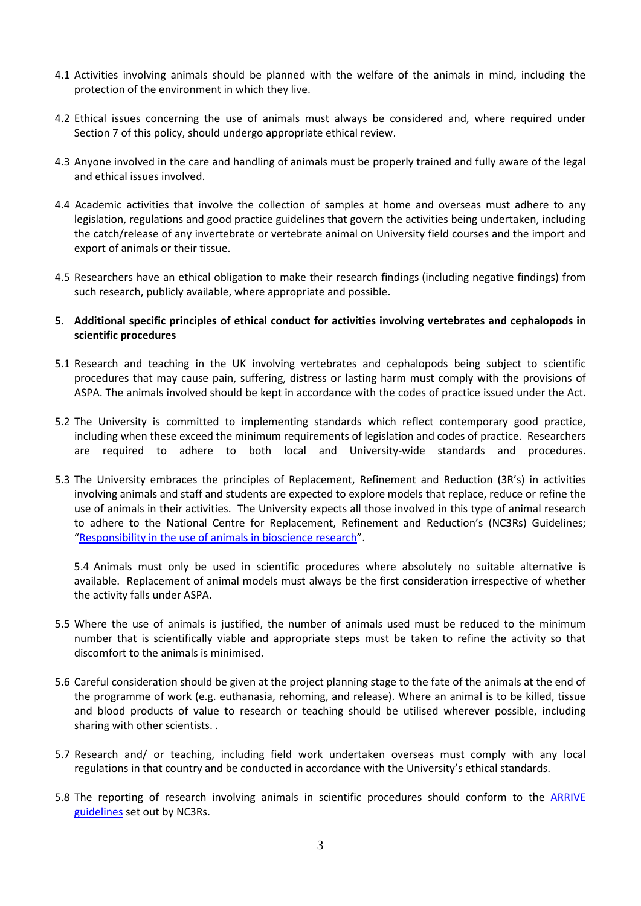4.1 Activities involving animals should be planned with the welfare of the animals in mind, including the protection of the environment in which they live.

4.2 Ethical issues concerning the use of animals must always be considered and, where required under Section 7 of this policy, should undergo appropriate ethical review.

4.3 Anyone involved in the care and handling of animals must be properly trained and fully aware of the legal and ethical issues involved.

4.4 Academic activities that involve the collection of samples at home and overseas must adhere to any legislation, regulations and good practice guidelines that govern the activities being undertaken, including the catch/release of any invertebrate or vertebrate animal on University field courses and the import and export of animals or their tissue.

4.5 Researchers have an ethical obligation to make their research findings (including negative findings) from such research, publicly available, where appropriate and possible.

**5. Additional specific principles of ethical conduct for activities involving vertebrates and cephalopods in scientific procedures**

5.1 Research and teaching in the UK involving vertebrates and cephalopods being subject to scientific procedures that may cause pain, suffering, distress or lasting harm must comply with the provisions of ASPA. The animals involved should be kept in accordance with the codes of practice issued under the Act.

5.2 The University is committed to implementing standards which reflect contemporary good practice, including when these exceed the minimum requirements of legislation and codes of practice. Researchers are required to adhere to both local and University-wide standards and procedures.

5.3 The University embraces the principles of Replacement, Refinement and Reduction (3R's) in activities involving animals and staff and students are expected to explore models that replace, reduce or refine the use of animals in their activities. The University expects all those involved in this type of animal research to adhere to the National Centre for Replacement, Refinement and Reduction's (NC3Rs) Guidelines; "Responsibility in the use of animals in bioscience research".

5.4 Animals must only be used in scientific procedures where absolutely no suitable alternative is available. Replacement of animal models must always be the first consideration irrespective of whether the activity falls under ASPA.

5.5 Where the use of animals is justified, the number of animals used must be reduced to the minimum number that is scientifically viable and appropriate steps must be taken to refine the activity so that discomfort to the animals is minimised.

5.6 Careful consideration should be given at the project planning stage to the fate of the animals at the end of the programme of work (e.g. euthanasia, rehoming, and release). Where an animal is to be killed, tissue and blood products of value to research or teaching should be utilised wherever possible, including sharing with other scientists. .

5.7 Research and/ or teaching, including field work undertaken overseas must comply with any local regulations in that country and be conducted in accordance with the University's ethical standards.

5.8 The reporting of research involving animals in scientific procedures should conform to the ARRIVE guidelines set out by NC3Rs.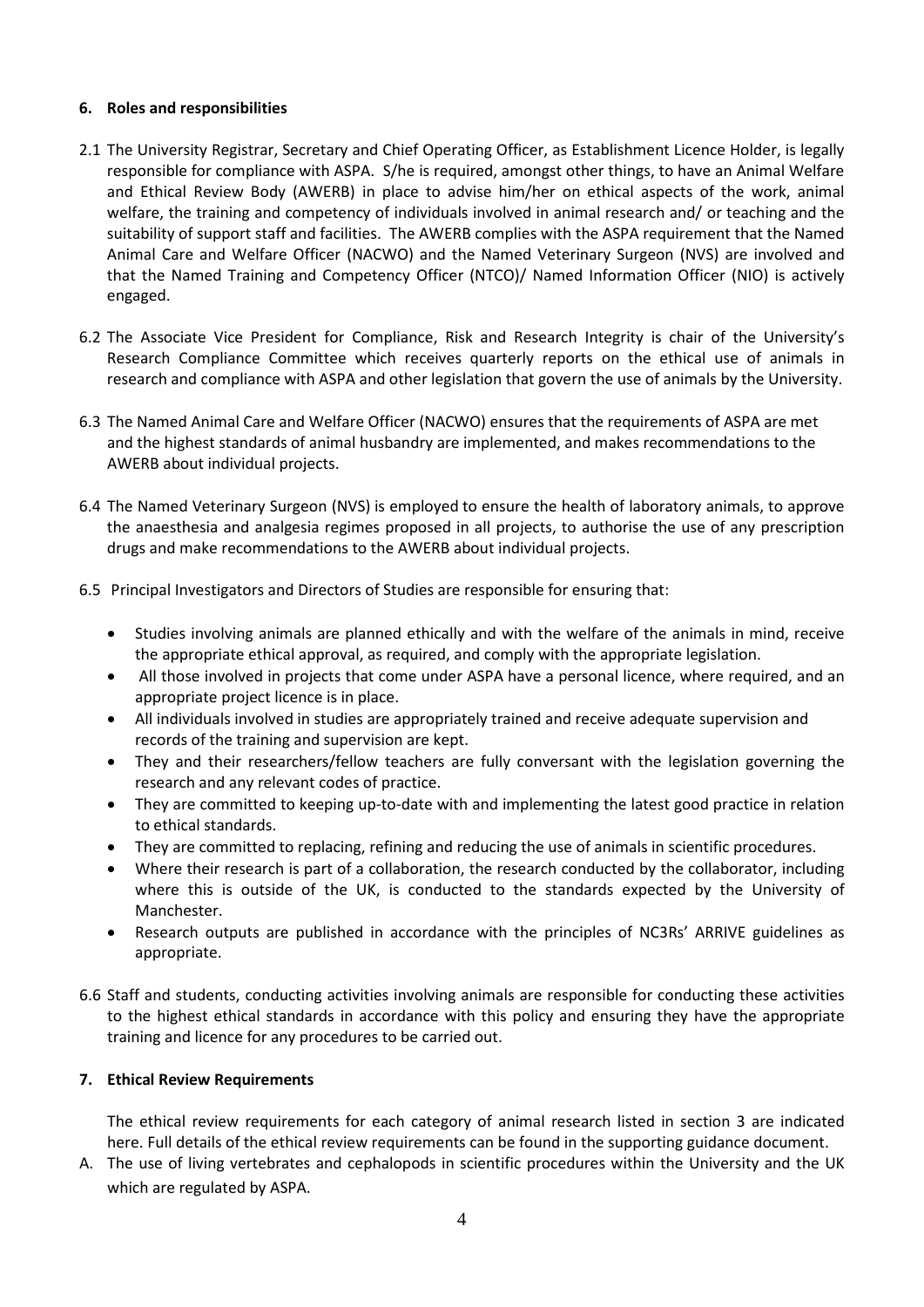## 6. Roles and responsibilities

2.1 The University Registrar, Secretary and Chief Operating Officer, as Establishment Licence Holder, is legally responsible for compliance with ASPA. S/he is required, amongst other things, to have an Animal Welfare and Ethical Review Body (AWERB) in place to advise him/her on ethical aspects of the work, animal welfare, the training and competency of individuals involved in animal research and/ or teaching and the suitability of support staff and facilities. The AWERB complies with the ASPA requirement that the Named Animal Care and Welfare Officer (NACWO) and the Named Veterinary Surgeon (NVS) are involved and that the Named Training and Competency Officer (NTCO)/ Named Information Officer (NIO) is actively engaged.

6.2 The Associate Vice President for Compliance, Risk and Research Integrity is chair of the University's Research Compliance Committee which receives quarterly reports on the ethical use of animals in research and compliance with ASPA and other legislation that govern the use of animals by the University.

6.3 The Named Animal Care and Welfare Officer (NACWO) ensures that the requirements of ASPA are met and the highest standards of animal husbandry are implemented, and makes recommendations to the AWERB about individual projects.

6.4 The Named Veterinary Surgeon (NVS) is employed to ensure the health of laboratory animals, to approve the anaesthesia and analgesia regimes proposed in all projects, to authorise the use of any prescription drugs and make recommendations to the AWERB about individual projects.

6.5 Principal Investigators and Directors of Studies are responsible for ensuring that:

- Studies involving animals are planned ethically and with the welfare of the animals in mind, receive the appropriate ethical approval, as required, and comply with the appropriate legislation.
- All those involved in projects that come under ASPA have a personal licence, where required, and an appropriate project licence is in place.
- All individuals involved in studies are appropriately trained and receive adequate supervision and records of the training and supervision are kept.
- They and their researchers/fellow teachers are fully conversant with the legislation governing the research and any relevant codes of practice.
- They are committed to keeping up-to-date with and implementing the latest good practice in relation to ethical standards.
- They are committed to replacing, refining and reducing the use of animals in scientific procedures.
- Where their research is part of a collaboration, the research conducted by the collaborator, including where this is outside of the UK, is conducted to the standards expected by the University of Manchester.
- Research outputs are published in accordance with the principles of NC3Rs' ARRIVE guidelines as appropriate.

6.6 Staff and students, conducting activities involving animals are responsible for conducting these activities to the highest ethical standards in accordance with this policy and ensuring they have the appropriate training and licence for any procedures to be carried out.

## 7. Ethical Review Requirements

The ethical review requirements for each category of animal research listed in section 3 are indicated here. Full details of the ethical review requirements can be found in the supporting guidance document.

A. The use of living vertebrates and cephalopods in scientific procedures within the University and the UK which are regulated by ASPA.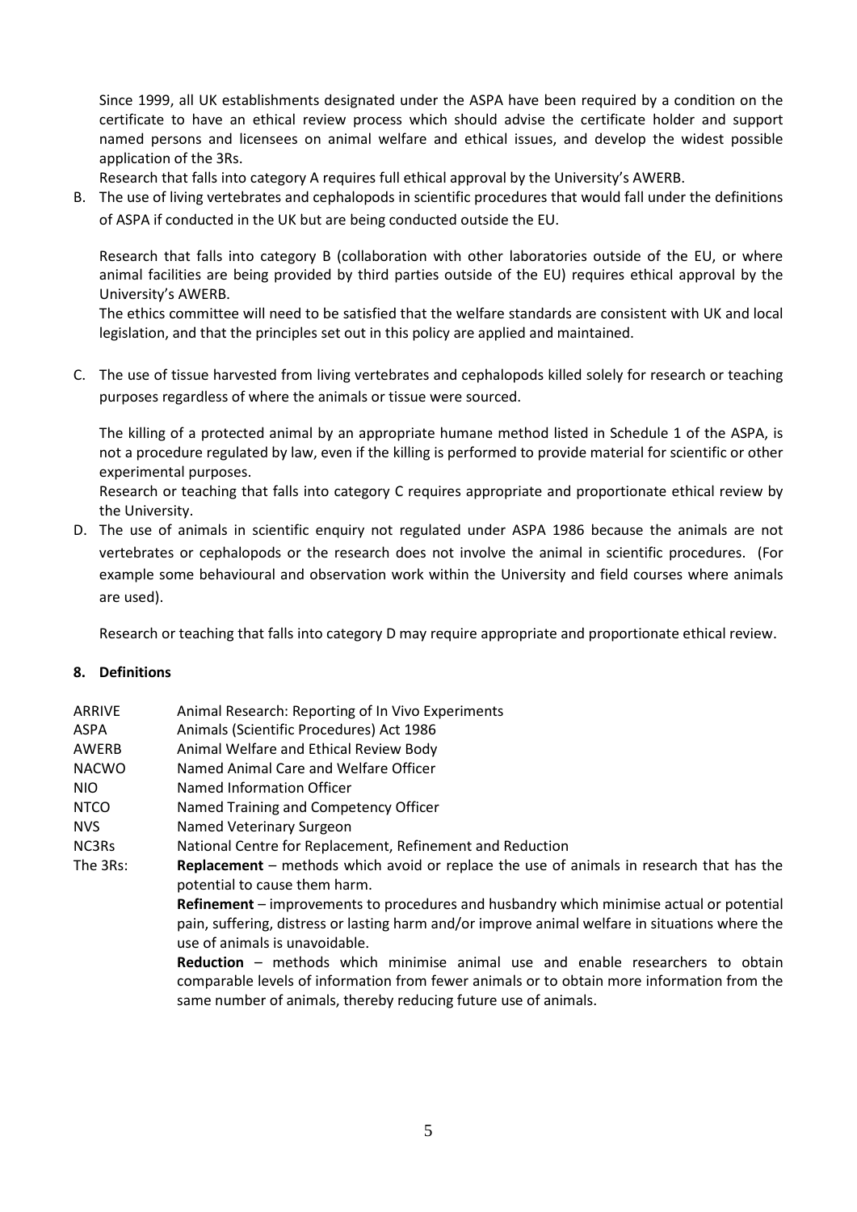Since 1999, all UK establishments designated under the ASPA have been required by a condition on the certificate to have an ethical review process which should advise the certificate holder and support named persons and licensees on animal welfare and ethical issues, and develop the widest possible application of the 3Rs.

Research that falls into category A requires full ethical approval by the University's AWERB.

B. The use of living vertebrates and cephalopods in scientific procedures that would fall under the definitions of ASPA if conducted in the UK but are being conducted outside the EU.

   Research that falls into category B (collaboration with other laboratories outside of the EU, or where animal facilities are being provided by third parties outside of the EU) requires ethical approval by the University's AWERB.

   The ethics committee will need to be satisfied that the welfare standards are consistent with UK and local legislation, and that the principles set out in this policy are applied and maintained.

C. The use of tissue harvested from living vertebrates and cephalopods killed solely for research or teaching purposes regardless of where the animals or tissue were sourced.

   The killing of a protected animal by an appropriate humane method listed in Schedule 1 of the ASPA, is not a procedure regulated by law, even if the killing is performed to provide material for scientific or other experimental purposes.

   Research or teaching that falls into category C requires appropriate and proportionate ethical review by the University.

D. The use of animals in scientific enquiry not regulated under ASPA 1986 because the animals are not vertebrates or cephalopods or the research does not involve the animal in scientific procedures. (For example some behavioural and observation work within the University and field courses where animals are used).

   Research or teaching that falls into category D may require appropriate and proportionate ethical review.

## 8. Definitions

| | |
|---|---|
| ARRIVE | Animal Research: Reporting of In Vivo Experiments |
| ASPA | Animals (Scientific Procedures) Act 1986 |
| AWERB | Animal Welfare and Ethical Review Body |
| NACWO | Named Animal Care and Welfare Officer |
| NIO | Named Information Officer |
| NTCO | Named Training and Competency Officer |
| NVS | Named Veterinary Surgeon |
| NC3Rs | National Centre for Replacement, Refinement and Reduction |
| The 3Rs: | **Replacement** – methods which avoid or replace the use of animals in research that has the potential to cause them harm. **Refinement** – improvements to procedures and husbandry which minimise actual or potential pain, suffering, distress or lasting harm and/or improve animal welfare in situations where the use of animals is unavoidable. **Reduction** – methods which minimise animal use and enable researchers to obtain comparable levels of information from fewer animals or to obtain more information from the same number of animals, thereby reducing future use of animals. |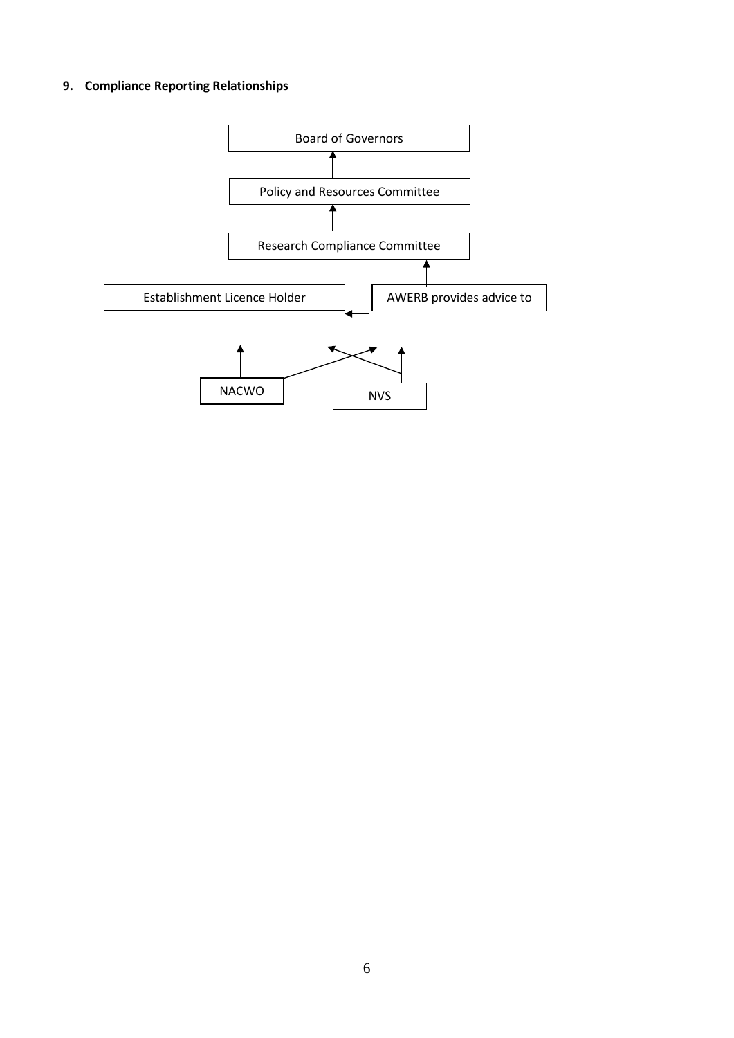**9. Compliance Reporting Relationships**

Board of Governors

Policy and Resources Committee

Research Compliance Committee

Establishment Licence Holder

AWERB provides advice to

NACWO

NVS